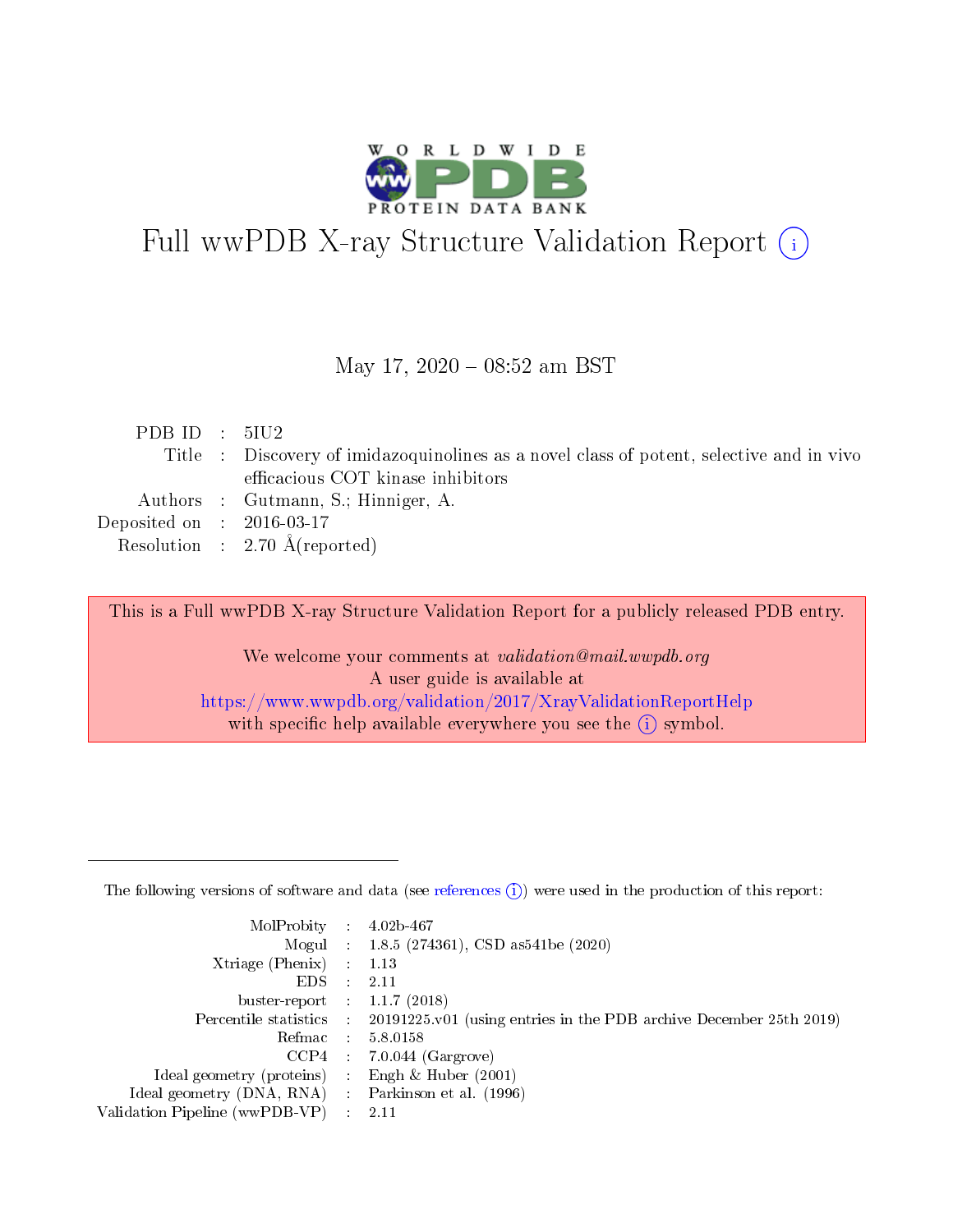# Full wwPDB X-ray Structure Validation Report (i)

May 17, 2020 – 08:52 am BST

| | | |
|---|---|---|
| PDB ID | : | 5IU2 |
| Title | : | Discovery of imidazoquinolines as a novel class of potent, selective and in vivo efficacious COT kinase inhibitors |
| Authors | : | Gutmann, S.; Hinniger, A. |
| Deposited on | : | 2016-03-17 |
| Resolution | : | 2.70 Å(reported) |

This is a Full wwPDB X-ray Structure Validation Report for a publicly released PDB entry.

We welcome your comments at *validation@mail.wwpdb.org*
A user guide is available at
https://www.wwpdb.org/validation/2017/XrayValidationReportHelp
with specific help available everywhere you see the (i) symbol.

---

The following versions of software and data (see references (i)) were used in the production of this report:

| | | |
|---|---|---|
| MolProbity | : | 4.02b-467 |
| Mogul | : | 1.8.5 (274361), CSD as541be (2020) |
| Xtriage (Phenix) | : | 1.13 |
| EDS | : | 2.11 |
| buster-report | : | 1.1.7 (2018) |
| Percentile statistics | : | 20191225.v01 (using entries in the PDB archive December 25th 2019) |
| Refmac | : | 5.8.0158 |
| CCP4 | : | 7.0.044 (Gargrove) |
| Ideal geometry (proteins) | : | Engh & Huber (2001) |
| Ideal geometry (DNA, RNA) | : | Parkinson et al. (1996) |
| Validation Pipeline (wwPDB-VP) | : | 2.11 |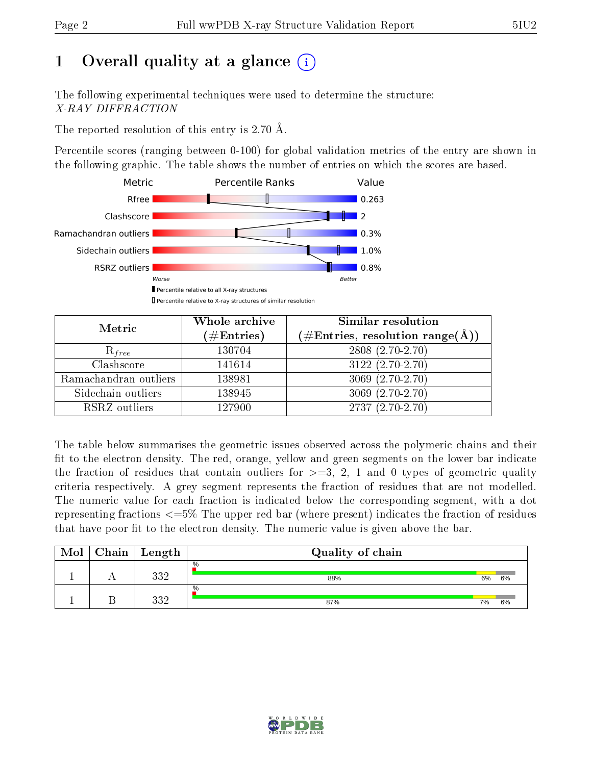# 1 Overall quality at a glance (i)

The following experimental techniques were used to determine the structure: *X-RAY DIFFRACTION*

The reported resolution of this entry is 2.70 Å.

Percentile scores (ranging between 0-100) for global validation metrics of the entry are shown in the following graphic. The table shows the number of entries on which the scores are based.

| Metric | Value |
|---|---|
| Rfree | 0.263 |
| Clashscore | 2 |
| Ramachandran outliers | 0.3% |
| Sidechain outliers | 1.0% |
| RSRZ outliers | 0.8% |

Worse — Better

▮ Percentile relative to all X-ray structures

▯ Percentile relative to X-ray structures of similar resolution

| Metric | Whole archive (#Entries) | Similar resolution (#Entries, resolution range(Å)) |
|---|---|---|
| $R_{free}$ | 130704 | 2808 (2.70-2.70) |
| Clashscore | 141614 | 3122 (2.70-2.70) |
| Ramachandran outliers | 138981 | 3069 (2.70-2.70) |
| Sidechain outliers | 138945 | 3069 (2.70-2.70) |
| RSRZ outliers | 127900 | 2737 (2.70-2.70) |

The table below summarises the geometric issues observed across the polymeric chains and their fit to the electron density. The red, orange, yellow and green segments on the lower bar indicate the fraction of residues that contain outliers for >=3, 2, 1 and 0 types of geometric quality criteria respectively. A grey segment represents the fraction of residues that are not modelled. The numeric value for each fraction is indicated below the corresponding segment, with a dot representing fractions <=5% The upper red bar (where present) indicates the fraction of residues that have poor fit to the electron density. The numeric value is given above the bar.

| Mol | Chain | Length | Quality of chain |
|---|---|---|---|
| 1 | A | 332 | % ; 88% ; 6% ; 6% |
| 1 | B | 332 | % ; 87% ; 7% ; 6% |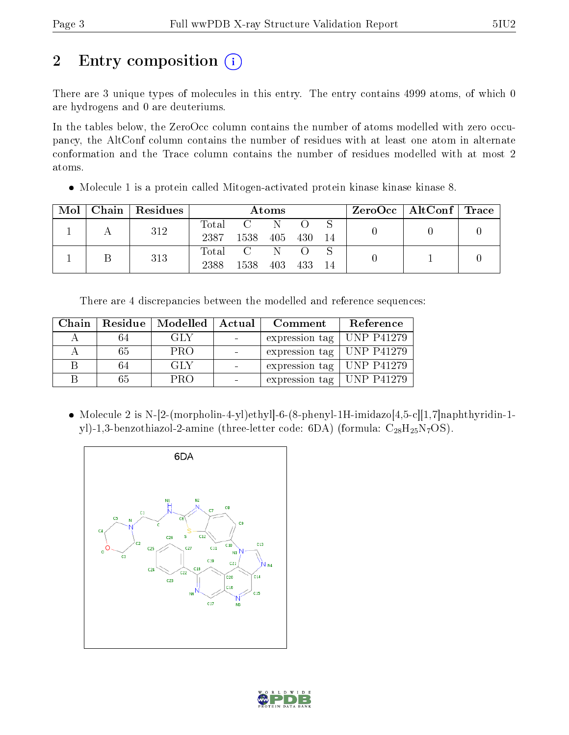## 2 Entry composition

There are 3 unique types of molecules in this entry. The entry contains 4999 atoms, of which 0 are hydrogens and 0 are deuteriums.

In the tables below, the ZeroOcc column contains the number of atoms modelled with zero occupancy, the AltConf column contains the number of residues with at least one atom in alternate conformation and the Trace column contains the number of residues modelled with at most 2 atoms.

- Molecule 1 is a protein called Mitogen-activated protein kinase kinase kinase 8.

| Mol | Chain | Residues | Atoms | | | | | ZeroOcc | AltConf | Trace |
|---|---|---|---|---|---|---|---|---|---|---|
| 1 | A | 312 | Total 2387 | C 1538 | N 405 | O 430 | S 14 | 0 | 0 | 0 |
| 1 | B | 313 | Total 2388 | C 1538 | N 403 | O 433 | S 14 | 0 | 1 | 0 |

There are 4 discrepancies between the modelled and reference sequences:

| Chain | Residue | Modelled | Actual | Comment | Reference |
|---|---|---|---|---|---|
| A | 64 | GLY | - | expression tag | UNP P41279 |
| A | 65 | PRO | - | expression tag | UNP P41279 |
| B | 64 | GLY | - | expression tag | UNP P41279 |
| B | 65 | PRO | - | expression tag | UNP P41279 |

- Molecule 2 is N-[2-(morpholin-4-yl)ethyl]-6-(8-phenyl-1H-imidazo[4,5-c][1,7]naphthyridin-1-yl)-1,3-benzothiazol-2-amine (three-letter code: 6DA) (formula: $C_{28}H_{25}N_7OS$).

6DA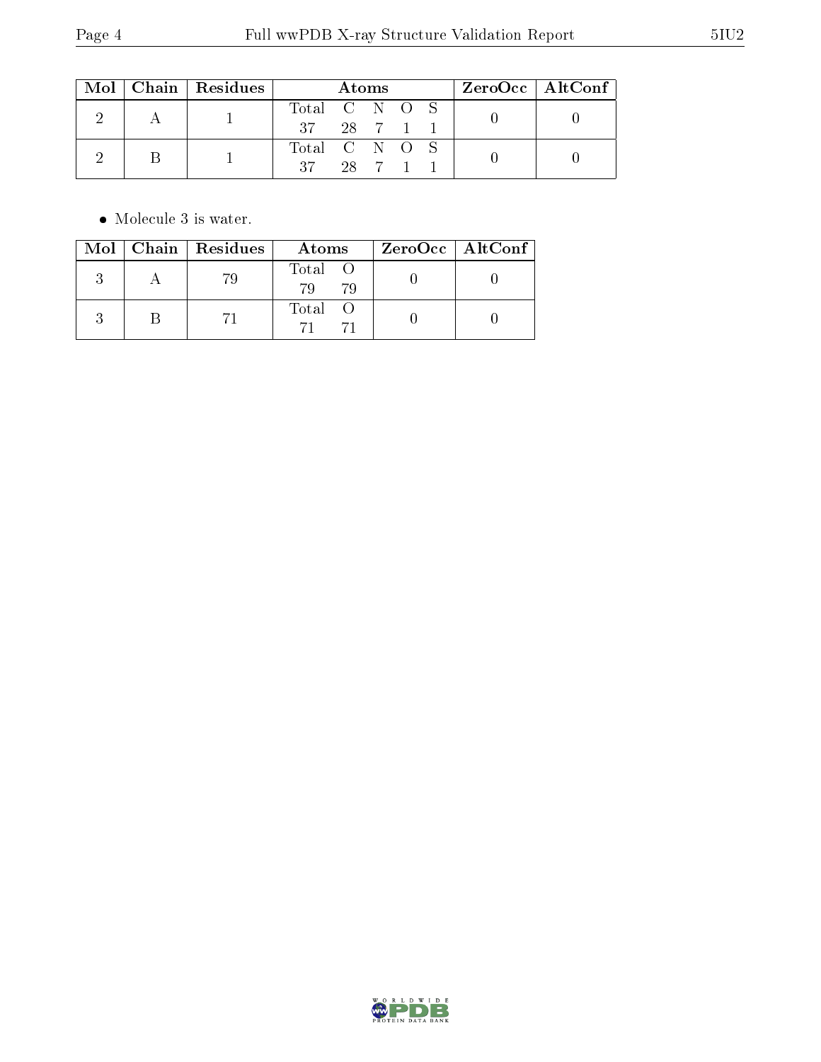| Mol | Chain | Residues | Atoms | | | | | ZeroOcc | AltConf |
|---|---|---|---|---|---|---|---|---|---|
| 2 | A | 1 | Total<br>37 | C<br>28 | N<br>7 | O<br>1 | S<br>1 | 0 | 0 |
| 2 | B | 1 | Total<br>37 | C<br>28 | N<br>7 | O<br>1 | S<br>1 | 0 | 0 |

- Molecule 3 is water.

| Mol | Chain | Residues | Atoms | | ZeroOcc | AltConf |
|---|---|---|---|---|---|---|
| 3 | A | 79 | Total<br>79 | O<br>79 | 0 | 0 |
| 3 | B | 71 | Total<br>71 | O<br>71 | 0 | 0 |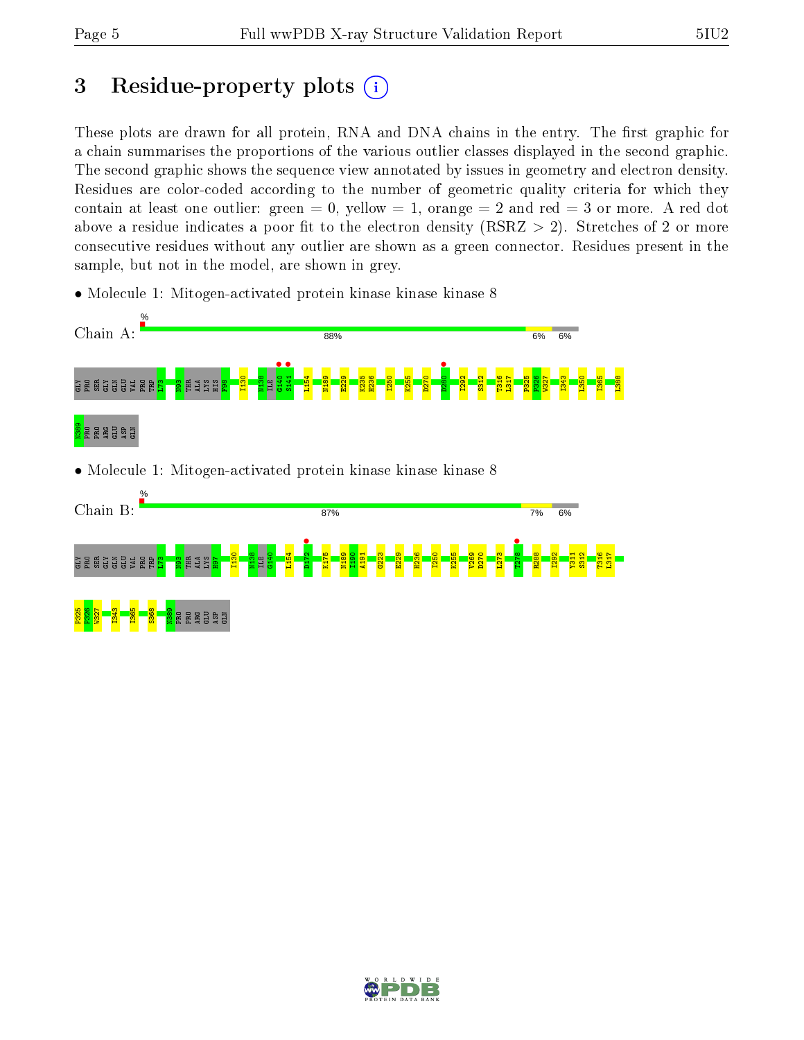# 3 Residue-property plots

These plots are drawn for all protein, RNA and DNA chains in the entry. The first graphic for a chain summarises the proportions of the various outlier classes displayed in the second graphic. The second graphic shows the sequence view annotated by issues in geometry and electron density. Residues are color-coded according to the number of geometric quality criteria for which they contain at least one outlier: green = 0, yellow = 1, orange = 2 and red = 3 or more. A red dot above a residue indicates a poor fit to the electron density (RSRZ > 2). Stretches of 2 or more consecutive residues without any outlier are shown as a green connector. Residues present in the sample, but not in the model, are shown in grey.

- Molecule 1: Mitogen-activated protein kinase kinase kinase 8

Chain A:

%

88%

6%

6%

GLY PRO SER GLY GLN GLU VAL PRO TRP L73 N93 THR ALA LYS HIS F98 I130 N138 ILE G140 S141 L154 N189 E229 K235 H236 I250 K255 D270 D280 I292 S312 T316 L317 P325 P326 W327 I343 L350 I365 L388 N389 PRO PRO ARG GLU ASP GLN

- Molecule 1: Mitogen-activated protein kinase kinase kinase 8

Chain B:

%

87%

7%

6%

GLY PRO SER GLY GLN GLU VAL PRO TRP L73 N93 THR ALA LYS H97 I130 N138 ILE G140 L154 D172 K175 N189 I190 A191 G223 E229 H236 I250 K255 V269 D270 L273 T278 R288 I292 Y311 S312 T316 L317 P325 P326 W327 I343 I365 S368 N389 PRO PRO ARG GLU ASP GLN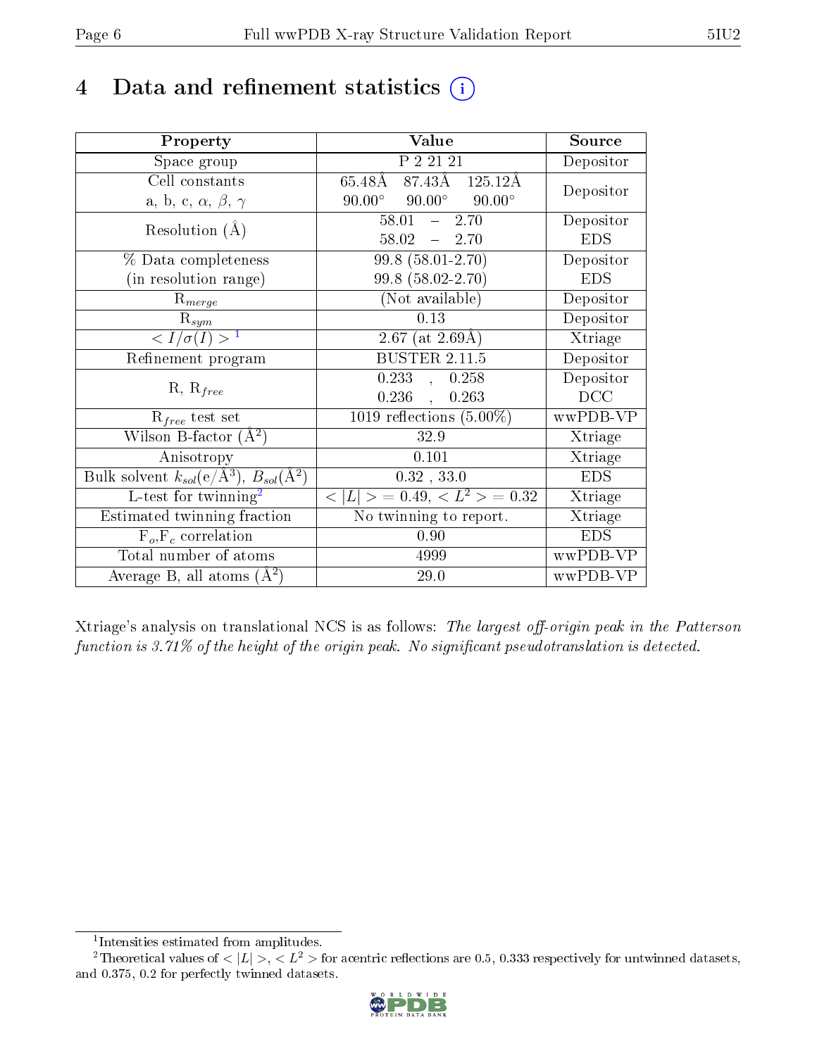# 4 Data and refinement statistics (i)

| Property | Value | Source |
|---|---|---|
| Space group | P 2 21 21 | Depositor |
| Cell constants<br>a, b, c, $\alpha$, $\beta$, $\gamma$ | 65.48Å 87.43Å 125.12Å<br>90.00° 90.00° 90.00° | Depositor |
| Resolution (Å) | 58.01 – 2.70<br>58.02 – 2.70 | Depositor<br>EDS |
| % Data completeness<br>(in resolution range) | 99.8 (58.01-2.70)<br>99.8 (58.02-2.70) | Depositor<br>EDS |
| $R_{merge}$ | (Not available) | Depositor |
| $R_{sym}$ | 0.13 | Depositor |
| $< I/\sigma(I) >$ [1] | 2.67 (at 2.69Å) | Xtriage |
| Refinement program | BUSTER 2.11.5 | Depositor |
| R, $R_{free}$ | 0.233 , 0.258<br>0.236 , 0.263 | Depositor<br>DCC |
| $R_{free}$ test set | 1019 reflections (5.00%) | wwPDB-VP |
| Wilson B-factor (Å$^2$) | 32.9 | Xtriage |
| Anisotropy | 0.101 | Xtriage |
| Bulk solvent $k_{sol}$(e/Å$^3$), $B_{sol}$(Å$^2$) | 0.32 , 33.0 | EDS |
| L-test for twinning[2] | $< \|L\| >$ = 0.49, $< L^2 >$ = 0.32 | Xtriage |
| Estimated twinning fraction | No twinning to report. | Xtriage |
| $F_o$,$F_c$ correlation | 0.90 | EDS |
| Total number of atoms | 4999 | wwPDB-VP |
| Average B, all atoms (Å$^2$) | 29.0 | wwPDB-VP |

Xtriage's analysis on translational NCS is as follows: *The largest off-origin peak in the Patterson function is 3.71% of the height of the origin peak. No significant pseudotranslation is detected.*

[1] Intensities estimated from amplitudes.

[2] Theoretical values of $< |L| >$, $< L^2 >$ for acentric reflections are 0.5, 0.333 respectively for untwinned datasets, and 0.375, 0.2 for perfectly twinned datasets.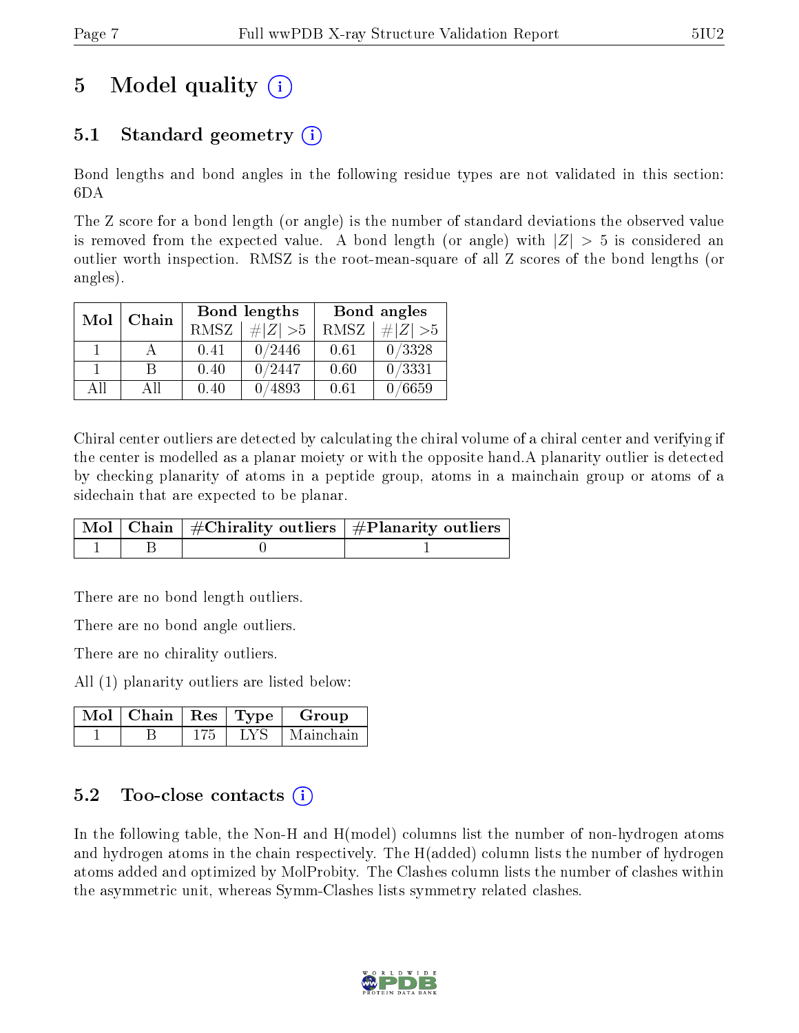# 5 Model quality (i)

## 5.1 Standard geometry (i)

Bond lengths and bond angles in the following residue types are not validated in this section: 6DA

The Z score for a bond length (or angle) is the number of standard deviations the observed value is removed from the expected value. A bond length (or angle) with $|Z| > 5$ is considered an outlier worth inspection. RMSZ is the root-mean-square of all Z scores of the bond lengths (or angles).

| Mol | Chain | Bond lengths | | Bond angles | |
|---|---|---|---|---|---|
| | | RMSZ | #$\|Z\|$ >5 | RMSZ | #$\|Z\|$ >5 |
| 1 | A | 0.41 | 0/2446 | 0.61 | 0/3328 |
| 1 | B | 0.40 | 0/2447 | 0.60 | 0/3331 |
| All | All | 0.40 | 0/4893 | 0.61 | 0/6659 |

Chiral center outliers are detected by calculating the chiral volume of a chiral center and verifying if the center is modelled as a planar moiety or with the opposite hand.A planarity outlier is detected by checking planarity of atoms in a peptide group, atoms in a mainchain group or atoms of a sidechain that are expected to be planar.

| Mol | Chain | #Chirality outliers | #Planarity outliers |
|---|---|---|---|
| 1 | B | 0 | 1 |

There are no bond length outliers.

There are no bond angle outliers.

There are no chirality outliers.

All (1) planarity outliers are listed below:

| Mol | Chain | Res | Type | Group |
|---|---|---|---|---|
| 1 | B | 175 | LYS | Mainchain |

## 5.2 Too-close contacts (i)

In the following table, the Non-H and H(model) columns list the number of non-hydrogen atoms and hydrogen atoms in the chain respectively. The H(added) column lists the number of hydrogen atoms added and optimized by MolProbity. The Clashes column lists the number of clashes within the asymmetric unit, whereas Symm-Clashes lists symmetry related clashes.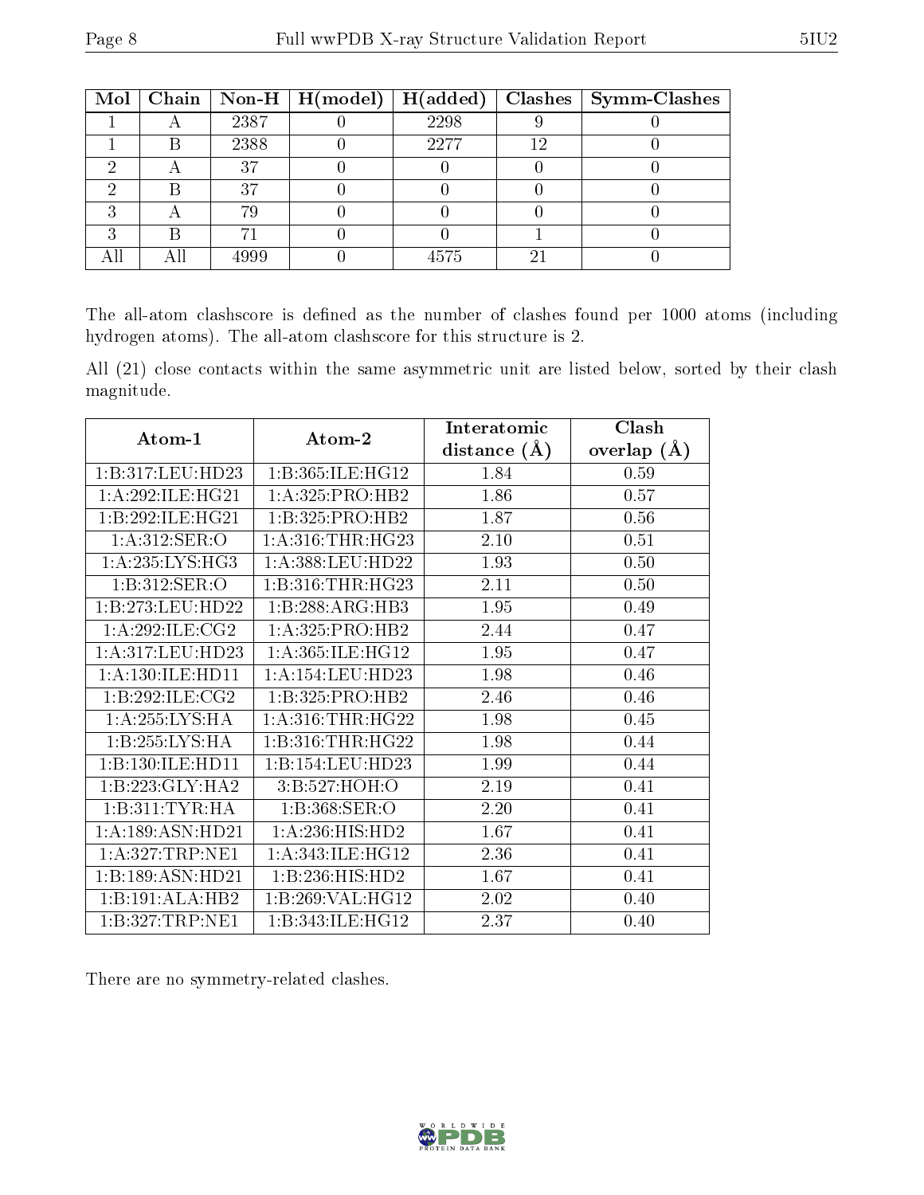| Mol | Chain | Non-H | H(model) | H(added) | Clashes | Symm-Clashes |
|---|---|---|---|---|---|---|
| 1 | A | 2387 | 0 | 2298 | 9 | 0 |
| 1 | B | 2388 | 0 | 2277 | 12 | 0 |
| 2 | A | 37 | 0 | 0 | 0 | 0 |
| 2 | B | 37 | 0 | 0 | 0 | 0 |
| 3 | A | 79 | 0 | 0 | 0 | 0 |
| 3 | B | 71 | 0 | 0 | 1 | 0 |
| All | All | 4999 | 0 | 4575 | 21 | 0 |

The all-atom clashscore is defined as the number of clashes found per 1000 atoms (including hydrogen atoms). The all-atom clashscore for this structure is 2.

All (21) close contacts within the same asymmetric unit are listed below, sorted by their clash magnitude.

| Atom-1 | Atom-2 | Interatomic distance (Å) | Clash overlap (Å) |
|---|---|---|---|
| 1:B:317:LEU:HD23 | 1:B:365:ILE:HG12 | 1.84 | 0.59 |
| 1:A:292:ILE:HG21 | 1:A:325:PRO:HB2 | 1.86 | 0.57 |
| 1:B:292:ILE:HG21 | 1:B:325:PRO:HB2 | 1.87 | 0.56 |
| 1:A:312:SER:O | 1:A:316:THR:HG23 | 2.10 | 0.51 |
| 1:A:235:LYS:HG3 | 1:A:388:LEU:HD22 | 1.93 | 0.50 |
| 1:B:312:SER:O | 1:B:316:THR:HG23 | 2.11 | 0.50 |
| 1:B:273:LEU:HD22 | 1:B:288:ARG:HB3 | 1.95 | 0.49 |
| 1:A:292:ILE:CG2 | 1:A:325:PRO:HB2 | 2.44 | 0.47 |
| 1:A:317:LEU:HD23 | 1:A:365:ILE:HG12 | 1.95 | 0.47 |
| 1:A:130:ILE:HD11 | 1:A:154:LEU:HD23 | 1.98 | 0.46 |
| 1:B:292:ILE:CG2 | 1:B:325:PRO:HB2 | 2.46 | 0.46 |
| 1:A:255:LYS:HA | 1:A:316:THR:HG22 | 1.98 | 0.45 |
| 1:B:255:LYS:HA | 1:B:316:THR:HG22 | 1.98 | 0.44 |
| 1:B:130:ILE:HD11 | 1:B:154:LEU:HD23 | 1.99 | 0.44 |
| 1:B:223:GLY:HA2 | 3:B:527:HOH:O | 2.19 | 0.41 |
| 1:B:311:TYR:HA | 1:B:368:SER:O | 2.20 | 0.41 |
| 1:A:189:ASN:HD21 | 1:A:236:HIS:HD2 | 1.67 | 0.41 |
| 1:A:327:TRP:NE1 | 1:A:343:ILE:HG12 | 2.36 | 0.41 |
| 1:B:189:ASN:HD21 | 1:B:236:HIS:HD2 | 1.67 | 0.41 |
| 1:B:191:ALA:HB2 | 1:B:269:VAL:HG12 | 2.02 | 0.40 |
| 1:B:327:TRP:NE1 | 1:B:343:ILE:HG12 | 2.37 | 0.40 |

There are no symmetry-related clashes.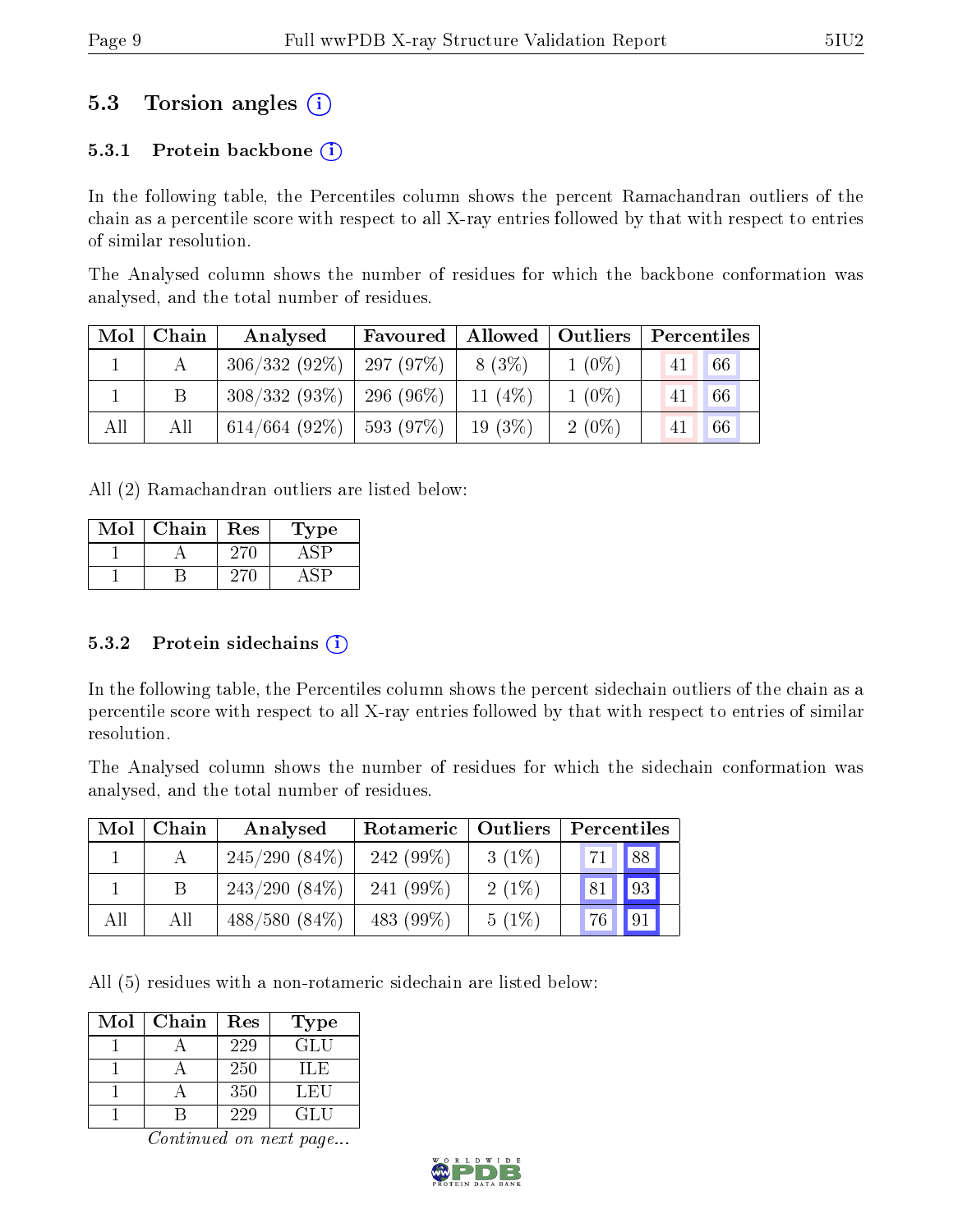## 5.3 Torsion angles (i)

### 5.3.1 Protein backbone (i)

In the following table, the Percentiles column shows the percent Ramachandran outliers of the chain as a percentile score with respect to all X-ray entries followed by that with respect to entries of similar resolution.

The Analysed column shows the number of residues for which the backbone conformation was analysed, and the total number of residues.

| Mol | Chain | Analysed | Favoured | Allowed | Outliers | Percentiles | |
|---|---|---|---|---|---|---|---|
| 1 | A | 306/332 (92%) | 297 (97%) | 8 (3%) | 1 (0%) | 41 | 66 |
| 1 | B | 308/332 (93%) | 296 (96%) | 11 (4%) | 1 (0%) | 41 | 66 |
| All | All | 614/664 (92%) | 593 (97%) | 19 (3%) | 2 (0%) | 41 | 66 |

All (2) Ramachandran outliers are listed below:

| Mol | Chain | Res | Type |
|---|---|---|---|
| 1 | A | 270 | ASP |
| 1 | B | 270 | ASP |

### 5.3.2 Protein sidechains (i)

In the following table, the Percentiles column shows the percent sidechain outliers of the chain as a percentile score with respect to all X-ray entries followed by that with respect to entries of similar resolution.

The Analysed column shows the number of residues for which the sidechain conformation was analysed, and the total number of residues.

| Mol | Chain | Analysed | Rotameric | Outliers | Percentiles | |
|---|---|---|---|---|---|---|
| 1 | A | 245/290 (84%) | 242 (99%) | 3 (1%) | 71 | 88 |
| 1 | B | 243/290 (84%) | 241 (99%) | 2 (1%) | 81 | 93 |
| All | All | 488/580 (84%) | 483 (99%) | 5 (1%) | 76 | 91 |

All (5) residues with a non-rotameric sidechain are listed below:

| Mol | Chain | Res | Type |
|---|---|---|---|
| 1 | A | 229 | GLU |
| 1 | A | 250 | ILE |
| 1 | A | 350 | LEU |
| 1 | B | 229 | GLU |

*Continued on next page...*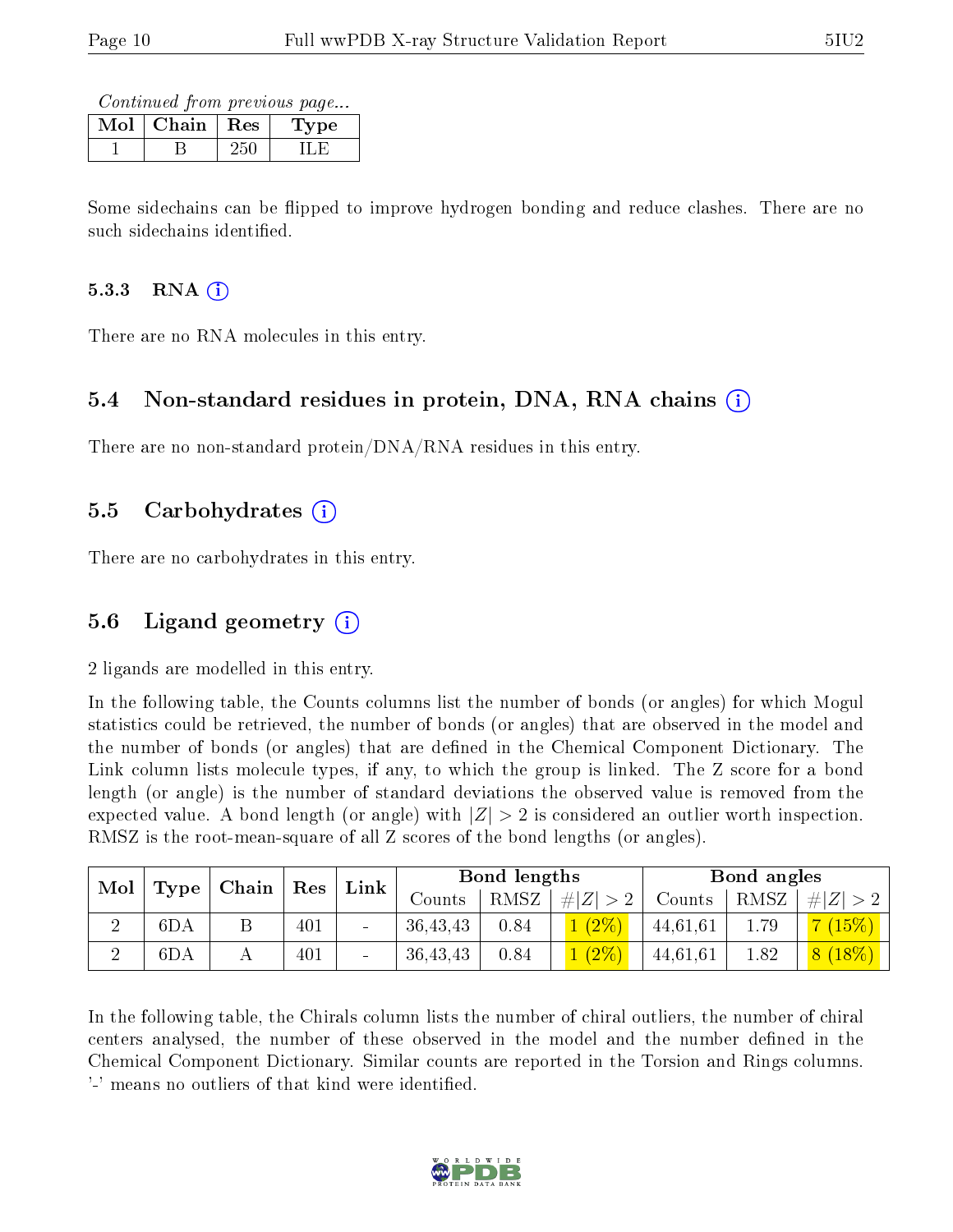*Continued from previous page...*

| Mol | Chain | Res | Type |
|---|---|---|---|
| 1 | B | 250 | ILE |

Some sidechains can be flipped to improve hydrogen bonding and reduce clashes. There are no such sidechains identified.

#### 5.3.3 RNA

There are no RNA molecules in this entry.

### 5.4 Non-standard residues in protein, DNA, RNA chains

There are no non-standard protein/DNA/RNA residues in this entry.

### 5.5 Carbohydrates

There are no carbohydrates in this entry.

### 5.6 Ligand geometry

2 ligands are modelled in this entry.

In the following table, the Counts columns list the number of bonds (or angles) for which Mogul statistics could be retrieved, the number of bonds (or angles) that are observed in the model and the number of bonds (or angles) that are defined in the Chemical Component Dictionary. The Link column lists molecule types, if any, to which the group is linked. The Z score for a bond length (or angle) is the number of standard deviations the observed value is removed from the expected value. A bond length (or angle) with $|Z| > 2$ is considered an outlier worth inspection. RMSZ is the root-mean-square of all Z scores of the bond lengths (or angles).

| Mol | Type | Chain | Res | Link | Bond lengths | | | Bond angles | | |
|---|---|---|---|---|---|---|---|---|---|---|
| | | | | | Counts | RMSZ | $\#\|Z\| > 2$ | Counts | RMSZ | $\#\|Z\| > 2$ |
| 2 | 6DA | B | 401 | - | 36,43,43 | 0.84 | 1 (2%) | 44,61,61 | 1.79 | 7 (15%) |
| 2 | 6DA | A | 401 | - | 36,43,43 | 0.84 | 1 (2%) | 44,61,61 | 1.82 | 8 (18%) |

In the following table, the Chirals column lists the number of chiral outliers, the number of chiral centers analysed, the number of these observed in the model and the number defined in the Chemical Component Dictionary. Similar counts are reported in the Torsion and Rings columns. '-' means no outliers of that kind were identified.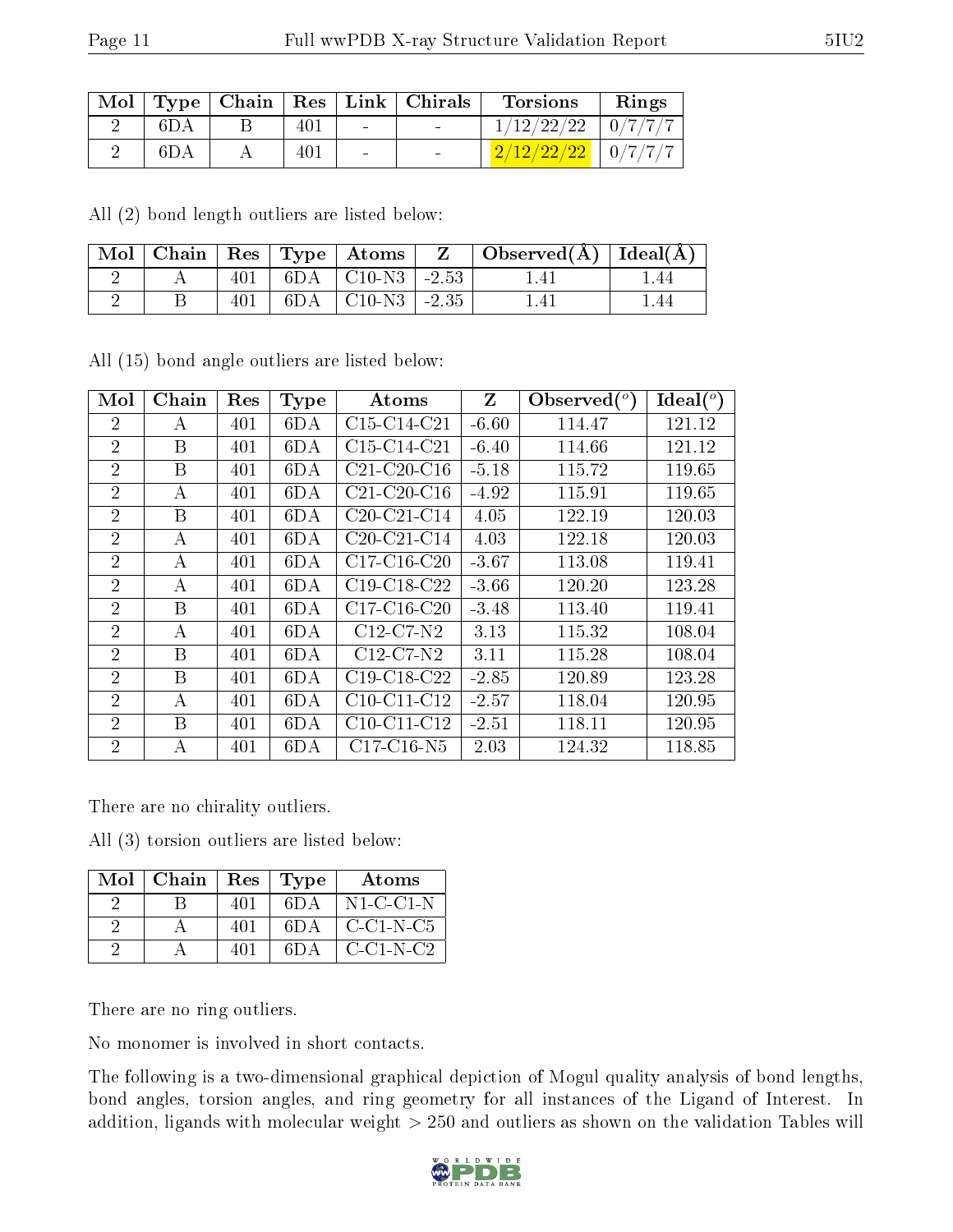| Mol | Type | Chain | Res | Link | Chirals | Torsions | Rings |
|---|---|---|---|---|---|---|---|
| 2 | 6DA | B | 401 | - | - | 1/12/22/22 | 0/7/7/7 |
| 2 | 6DA | A | 401 | - | - | 2/12/22/22 | 0/7/7/7 |

All (2) bond length outliers are listed below:

| Mol | Chain | Res | Type | Atoms | Z | Observed(Å) | Ideal(Å) |
|---|---|---|---|---|---|---|---|
| 2 | A | 401 | 6DA | C10-N3 | -2.53 | 1.41 | 1.44 |
| 2 | B | 401 | 6DA | C10-N3 | -2.35 | 1.41 | 1.44 |

All (15) bond angle outliers are listed below:

| Mol | Chain | Res | Type | Atoms | Z | Observed($^o$) | Ideal($^o$) |
|---|---|---|---|---|---|---|---|
| 2 | A | 401 | 6DA | C15-C14-C21 | -6.60 | 114.47 | 121.12 |
| 2 | B | 401 | 6DA | C15-C14-C21 | -6.40 | 114.66 | 121.12 |
| 2 | B | 401 | 6DA | C21-C20-C16 | -5.18 | 115.72 | 119.65 |
| 2 | A | 401 | 6DA | C21-C20-C16 | -4.92 | 115.91 | 119.65 |
| 2 | B | 401 | 6DA | C20-C21-C14 | 4.05 | 122.19 | 120.03 |
| 2 | A | 401 | 6DA | C20-C21-C14 | 4.03 | 122.18 | 120.03 |
| 2 | A | 401 | 6DA | C17-C16-C20 | -3.67 | 113.08 | 119.41 |
| 2 | A | 401 | 6DA | C19-C18-C22 | -3.66 | 120.20 | 123.28 |
| 2 | B | 401 | 6DA | C17-C16-C20 | -3.48 | 113.40 | 119.41 |
| 2 | A | 401 | 6DA | C12-C7-N2 | 3.13 | 115.32 | 108.04 |
| 2 | B | 401 | 6DA | C12-C7-N2 | 3.11 | 115.28 | 108.04 |
| 2 | B | 401 | 6DA | C19-C18-C22 | -2.85 | 120.89 | 123.28 |
| 2 | A | 401 | 6DA | C10-C11-C12 | -2.57 | 118.04 | 120.95 |
| 2 | B | 401 | 6DA | C10-C11-C12 | -2.51 | 118.11 | 120.95 |
| 2 | A | 401 | 6DA | C17-C16-N5 | 2.03 | 124.32 | 118.85 |

There are no chirality outliers.

All (3) torsion outliers are listed below:

| Mol | Chain | Res | Type | Atoms |
|---|---|---|---|---|
| 2 | B | 401 | 6DA | N1-C-C1-N |
| 2 | A | 401 | 6DA | C-C1-N-C5 |
| 2 | A | 401 | 6DA | C-C1-N-C2 |

There are no ring outliers.

No monomer is involved in short contacts.

The following is a two-dimensional graphical depiction of Mogul quality analysis of bond lengths, bond angles, torsion angles, and ring geometry for all instances of the Ligand of Interest. In addition, ligands with molecular weight > 250 and outliers as shown on the validation Tables will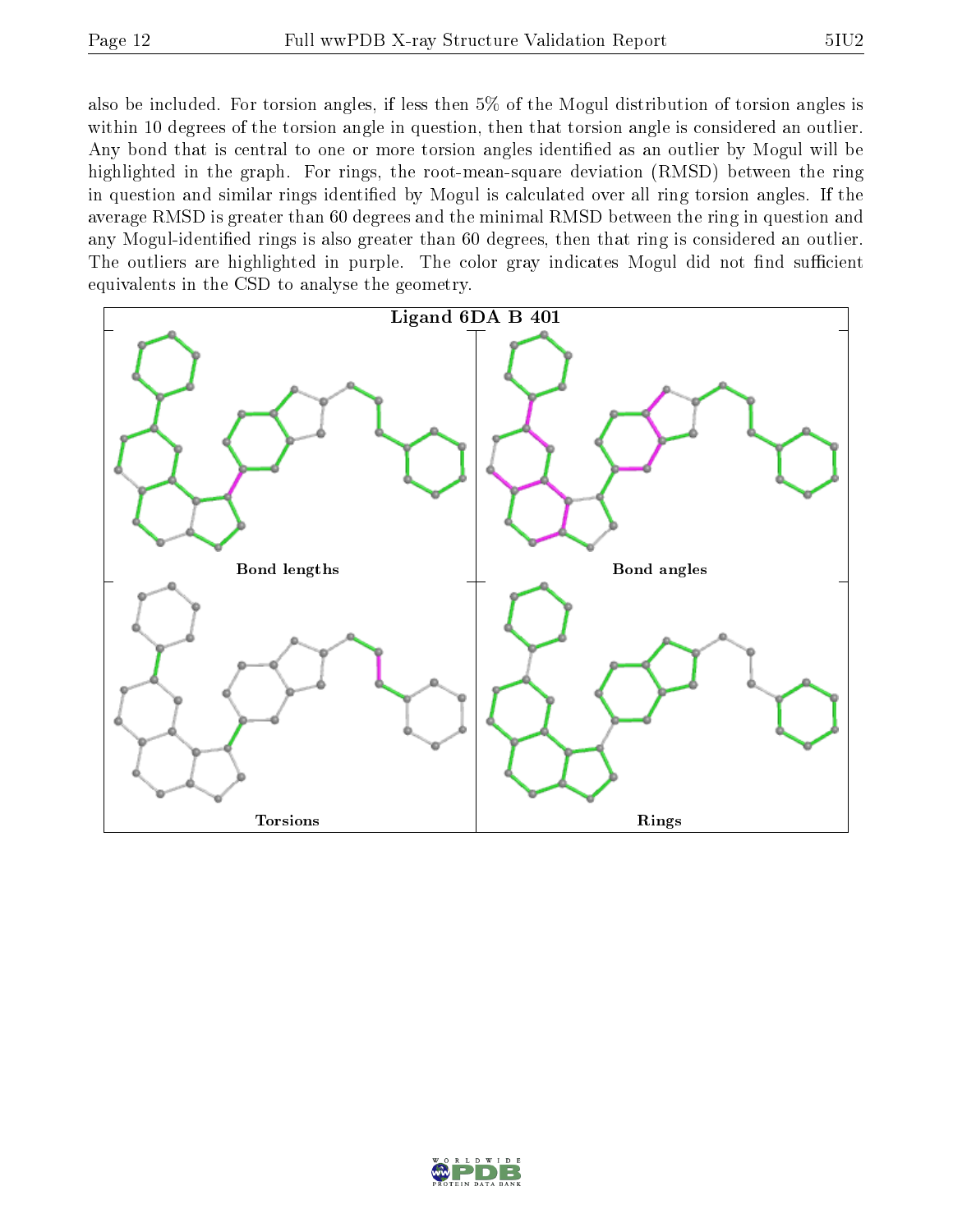also be included. For torsion angles, if less then 5% of the Mogul distribution of torsion angles is within 10 degrees of the torsion angle in question, then that torsion angle is considered an outlier. Any bond that is central to one or more torsion angles identified as an outlier by Mogul will be highlighted in the graph. For rings, the root-mean-square deviation (RMSD) between the ring in question and similar rings identified by Mogul is calculated over all ring torsion angles. If the average RMSD is greater than 60 degrees and the minimal RMSD between the ring in question and any Mogul-identified rings is also greater than 60 degrees, then that ring is considered an outlier. The outliers are highlighted in purple. The color gray indicates Mogul did not find sufficient equivalents in the CSD to analyse the geometry.

Ligand 6DA B 401

Bond lengths

Bond angles

Torsions

Rings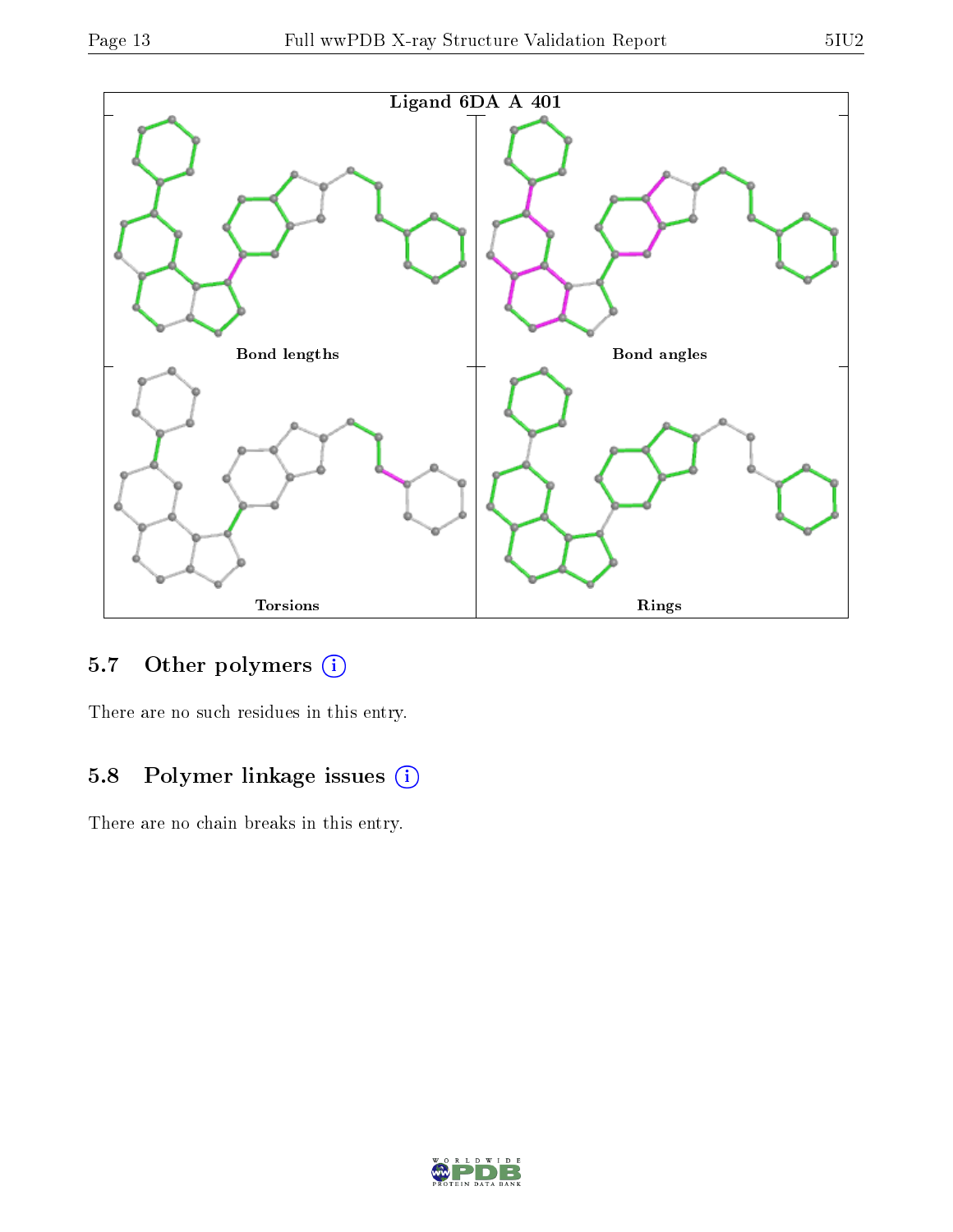Ligand 6DA A 401

Bond lengths

Bond angles

Torsions

Rings

## 5.7 Other polymers (i)

There are no such residues in this entry.

## 5.8 Polymer linkage issues (i)

There are no chain breaks in this entry.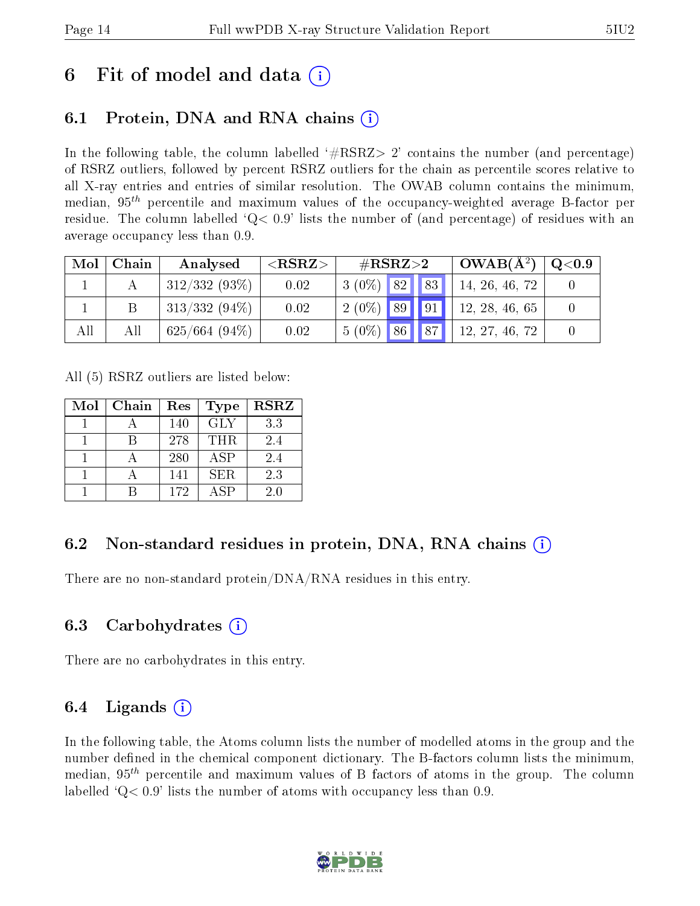# 6 Fit of model and data (i)

## 6.1 Protein, DNA and RNA chains (i)

In the following table, the column labelled '#RSRZ> 2' contains the number (and percentage) of RSRZ outliers, followed by percent RSRZ outliers for the chain as percentile scores relative to all X-ray entries and entries of similar resolution. The OWAB column contains the minimum, median, $95^{th}$ percentile and maximum values of the occupancy-weighted average B-factor per residue. The column labelled 'Q< 0.9' lists the number of (and percentage) of residues with an average occupancy less than 0.9.

| Mol | Chain | Analysed | <RSRZ> | #RSRZ>2 | | | OWAB($Å^2$) | Q<0.9 |
|---|---|---|---|---|---|---|---|---|
| 1 | A | 312/332 (93%) | 0.02 | 3 (0%) | 82 | 83 | 14, 26, 46, 72 | 0 |
| 1 | B | 313/332 (94%) | 0.02 | 2 (0%) | 89 | 91 | 12, 28, 46, 65 | 0 |
| All | All | 625/664 (94%) | 0.02 | 5 (0%) | 86 | 87 | 12, 27, 46, 72 | 0 |

All (5) RSRZ outliers are listed below:

| Mol | Chain | Res | Type | RSRZ |
|---|---|---|---|---|
| 1 | A | 140 | GLY | 3.3 |
| 1 | B | 278 | THR | 2.4 |
| 1 | A | 280 | ASP | 2.4 |
| 1 | A | 141 | SER | 2.3 |
| 1 | B | 172 | ASP | 2.0 |

## 6.2 Non-standard residues in protein, DNA, RNA chains (i)

There are no non-standard protein/DNA/RNA residues in this entry.

## 6.3 Carbohydrates (i)

There are no carbohydrates in this entry.

## 6.4 Ligands (i)

In the following table, the Atoms column lists the number of modelled atoms in the group and the number defined in the chemical component dictionary. The B-factors column lists the minimum, median, $95^{th}$ percentile and maximum values of B factors of atoms in the group. The column labelled 'Q< 0.9' lists the number of atoms with occupancy less than 0.9.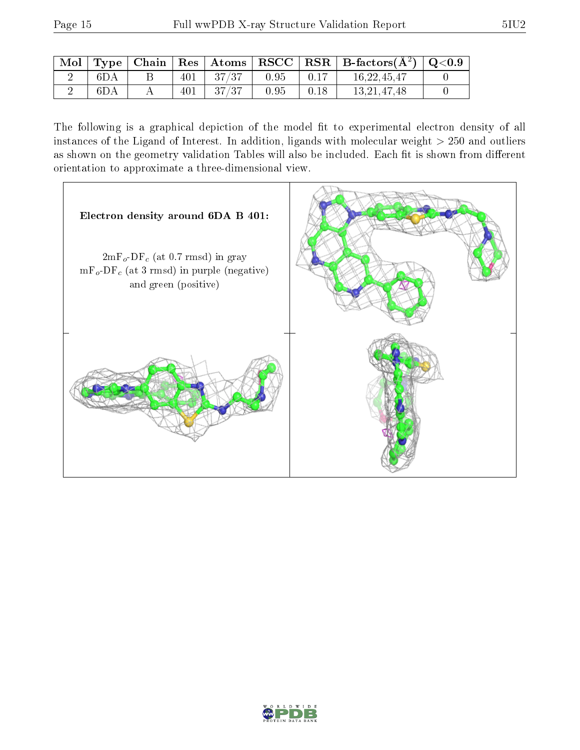| Mol | Type | Chain | Res | Atoms | RSCC | RSR | B-factors($\AA^2$) | Q<0.9 |
|---|---|---|---|---|---|---|---|---|
| 2 | 6DA | B | 401 | 37/37 | 0.95 | 0.17 | 16,22,45,47 | 0 |
| 2 | 6DA | A | 401 | 37/37 | 0.95 | 0.18 | 13,21,47,48 | 0 |

The following is a graphical depiction of the model fit to experimental electron density of all instances of the Ligand of Interest. In addition, ligands with molecular weight > 250 and outliers as shown on the geometry validation Tables will also be included. Each fit is shown from different orientation to approximate a three-dimensional view.

**Electron density around 6DA B 401:**

$2mF_o$-$DF_c$ (at 0.7 rmsd) in gray
$mF_o$-$DF_c$ (at 3 rmsd) in purple (negative) and green (positive)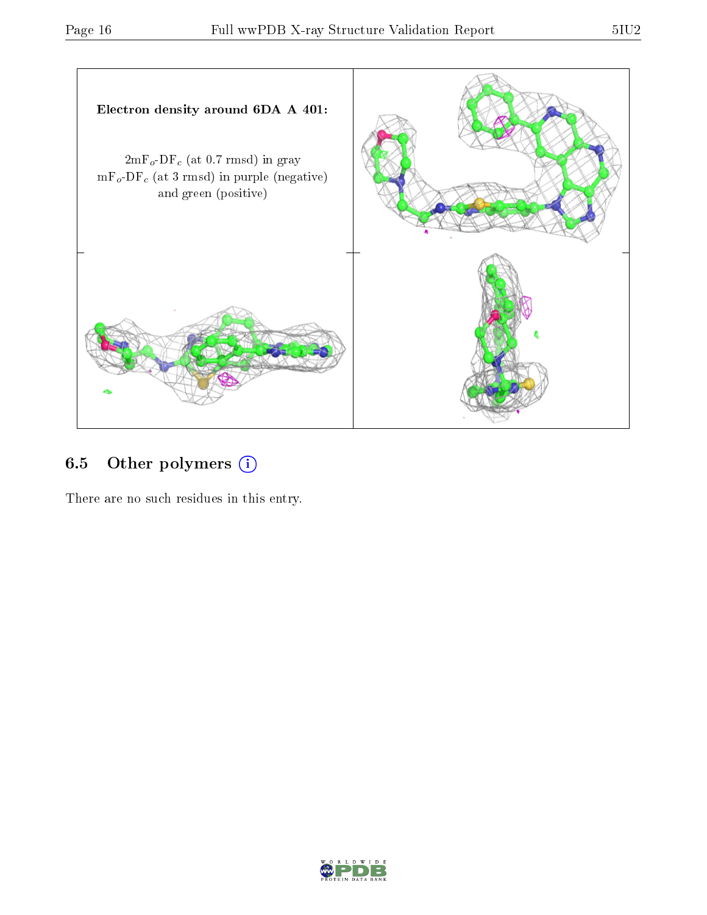**Electron density around 6DA A 401:**

$2mF_o$-$DF_c$ (at 0.7 rmsd) in gray
$mF_o$-$DF_c$ (at 3 rmsd) in purple (negative)
and green (positive)

## 6.5 Other polymers

There are no such residues in this entry.